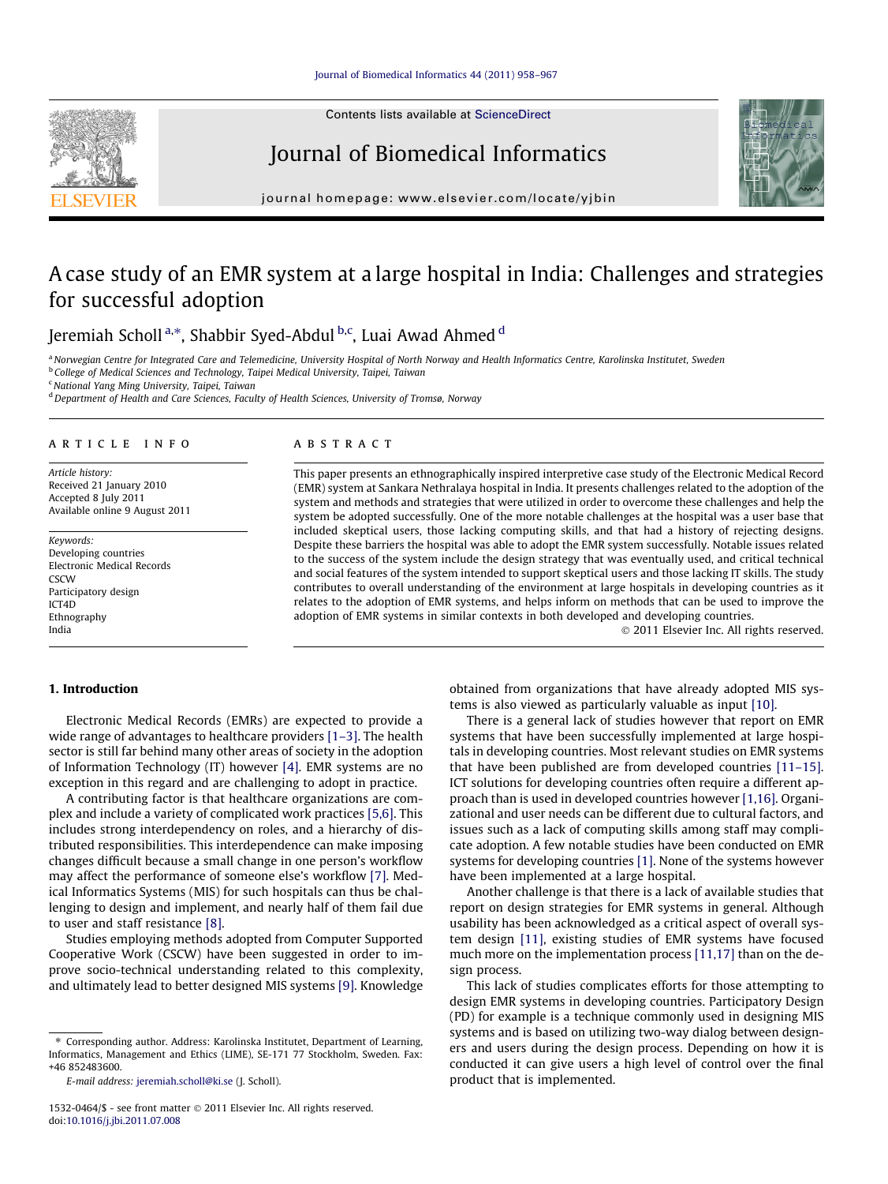# A case study of an EMR system at a large hospital in India: Challenges and strategies for successful adoption

Jeremiah Scholl [a,*], Shabbir Syed-Abdul [b,c], Luai Awad Ahmed [d]

[a] Norwegian Centre for Integrated Care and Telemedicine, University Hospital of North Norway and Health Informatics Centre, Karolinska Institutet, Sweden
[b] College of Medical Sciences and Technology, Taipei Medical University, Taipei, Taiwan
[c] National Yang Ming University, Taipei, Taiwan
[d] Department of Health and Care Sciences, Faculty of Health Sciences, University of Tromsø, Norway

## ARTICLE INFO

*Article history:*
Received 21 January 2010
Accepted 8 July 2011
Available online 9 August 2011

*Keywords:*
Developing countries
Electronic Medical Records
CSCW
Participatory design
ICT4D
Ethnography
India

## ABSTRACT

This paper presents an ethnographically inspired interpretive case study of the Electronic Medical Record (EMR) system at Sankara Nethralaya hospital in India. It presents challenges related to the adoption of the system and methods and strategies that were utilized in order to overcome these challenges and help the system be adopted successfully. One of the more notable challenges at the hospital was a user base that included skeptical users, those lacking computing skills, and that had a history of rejecting designs. Despite these barriers the hospital was able to adopt the EMR system successfully. Notable issues related to the success of the system include the design strategy that was eventually used, and critical technical and social features of the system intended to support skeptical users and those lacking IT skills. The study contributes to overall understanding of the environment at large hospitals in developing countries as it relates to the adoption of EMR systems, and helps inform on methods that can be used to improve the adoption of EMR systems in similar contexts in both developed and developing countries.

© 2011 Elsevier Inc. All rights reserved.

## 1. Introduction

Electronic Medical Records (EMRs) are expected to provide a wide range of advantages to healthcare providers [1–3]. The health sector is still far behind many other areas of society in the adoption of Information Technology (IT) however [4]. EMR systems are no exception in this regard and are challenging to adopt in practice.

A contributing factor is that healthcare organizations are complex and include a variety of complicated work practices [5,6]. This includes strong interdependency on roles, and a hierarchy of distributed responsibilities. This interdependence can make imposing changes difficult because a small change in one person's workflow may affect the performance of someone else's workflow [7]. Medical Informatics Systems (MIS) for such hospitals can thus be challenging to design and implement, and nearly half of them fail due to user and staff resistance [8].

Studies employing methods adopted from Computer Supported Cooperative Work (CSCW) have been suggested in order to improve socio-technical understanding related to this complexity, and ultimately lead to better designed MIS systems [9]. Knowledge obtained from organizations that have already adopted MIS systems is also viewed as particularly valuable as input [10].

There is a general lack of studies however that report on EMR systems that have been successfully implemented at large hospitals in developing countries. Most relevant studies on EMR systems that have been published are from developed countries [11–15]. ICT solutions for developing countries often require a different approach than is used in developed countries however [1,16]. Organizational and user needs can be different due to cultural factors, and issues such as a lack of computing skills among staff may complicate adoption. A few notable studies have been conducted on EMR systems for developing countries [1]. None of the systems however have been implemented at a large hospital.

Another challenge is that there is a lack of available studies that report on design strategies for EMR systems in general. Although usability has been acknowledged as a critical aspect of overall system design [11], existing studies of EMR systems have focused much more on the implementation process [11,17] than on the design process.

This lack of studies complicates efforts for those attempting to design EMR systems in developing countries. Participatory Design (PD) for example is a technique commonly used in designing MIS systems and is based on utilizing two-way dialog between designers and users during the design process. Depending on how it is conducted it can give users a high level of control over the final product that is implemented.

* Corresponding author. Address: Karolinska Institutet, Department of Learning, Informatics, Management and Ethics (LIME), SE-171 77 Stockholm, Sweden. Fax: +46 852483600.
*E-mail address:* jeremiah.scholl@ki.se (J. Scholl).

1532-0464/$ - see front matter © 2011 Elsevier Inc. All rights reserved.
doi:10.1016/j.jbi.2011.07.008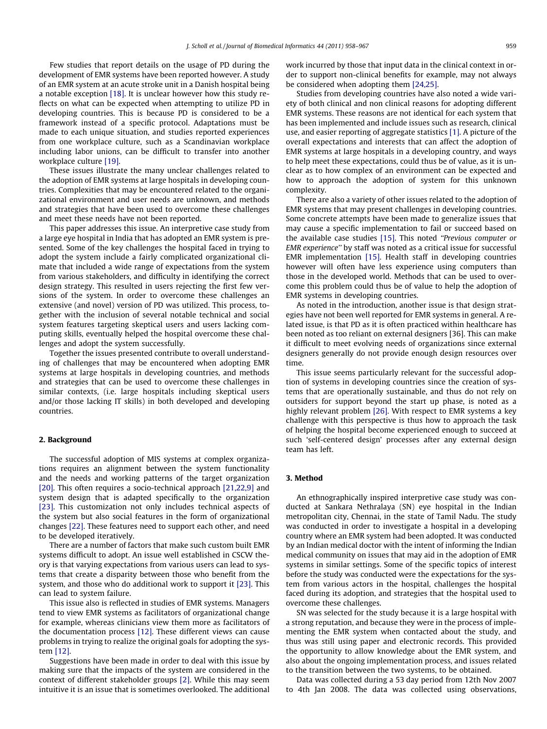Few studies that report details on the usage of PD during the development of EMR systems have been reported however. A study of an EMR system at an acute stroke unit in a Danish hospital being a notable exception [18]. It is unclear however how this study reflects on what can be expected when attempting to utilize PD in developing countries. This is because PD is considered to be a framework instead of a specific protocol. Adaptations must be made to each unique situation, and studies reported experiences from one workplace culture, such as a Scandinavian workplace including labor unions, can be difficult to transfer into another workplace culture [19].

These issues illustrate the many unclear challenges related to the adoption of EMR systems at large hospitals in developing countries. Complexities that may be encountered related to the organizational environment and user needs are unknown, and methods and strategies that have been used to overcome these challenges and meet these needs have not been reported.

This paper addresses this issue. An interpretive case study from a large eye hospital in India that has adopted an EMR system is presented. Some of the key challenges the hospital faced in trying to adopt the system include a fairly complicated organizational climate that included a wide range of expectations from the system from various stakeholders, and difficulty in identifying the correct design strategy. This resulted in users rejecting the first few versions of the system. In order to overcome these challenges an extensive (and novel) version of PD was utilized. This process, together with the inclusion of several notable technical and social system features targeting skeptical users and users lacking computing skills, eventually helped the hospital overcome these challenges and adopt the system successfully.

Together the issues presented contribute to overall understanding of challenges that may be encountered when adopting EMR systems at large hospitals in developing countries, and methods and strategies that can be used to overcome these challenges in similar contexts, (i.e. large hospitals including skeptical users and/or those lacking IT skills) in both developed and developing countries.

## 2. Background

The successful adoption of MIS systems at complex organizations requires an alignment between the system functionality and the needs and working patterns of the target organization [20]. This often requires a socio-technical approach [21,22,9] and system design that is adapted specifically to the organization [23]. This customization not only includes technical aspects of the system but also social features in the form of organizational changes [22]. These features need to support each other, and need to be developed iteratively.

There are a number of factors that make such custom built EMR systems difficult to adopt. An issue well established in CSCW theory is that varying expectations from various users can lead to systems that create a disparity between those who benefit from the system, and those who do additional work to support it [23]. This can lead to system failure.

This issue also is reflected in studies of EMR systems. Managers tend to view EMR systems as facilitators of organizational change for example, whereas clinicians view them more as facilitators of the documentation process [12]. These different views can cause problems in trying to realize the original goals for adopting the system [12].

Suggestions have been made in order to deal with this issue by making sure that the impacts of the system are considered in the context of different stakeholder groups [2]. While this may seem intuitive it is an issue that is sometimes overlooked. The additional work incurred by those that input data in the clinical context in order to support non-clinical benefits for example, may not always be considered when adopting them [24,25].

Studies from developing countries have also noted a wide variety of both clinical and non clinical reasons for adopting different EMR systems. These reasons are not identical for each system that has been implemented and include issues such as research, clinical use, and easier reporting of aggregate statistics [1]. A picture of the overall expectations and interests that can affect the adoption of EMR systems at large hospitals in a developing country, and ways to help meet these expectations, could thus be of value, as it is unclear as to how complex of an environment can be expected and how to approach the adoption of system for this unknown complexity.

There are also a variety of other issues related to the adoption of EMR systems that may present challenges in developing countries. Some concrete attempts have been made to generalize issues that may cause a specific implementation to fail or succeed based on the available case studies [15]. This noted *"Previous computer or EMR experience"* by staff was noted as a critical issue for successful EMR implementation [15]. Health staff in developing countries however will often have less experience using computers than those in the developed world. Methods that can be used to overcome this problem could thus be of value to help the adoption of EMR systems in developing countries.

As noted in the introduction, another issue is that design strategies have not been well reported for EMR systems in general. A related issue, is that PD as it is often practiced within healthcare has been noted as too reliant on external designers [36]. This can make it difficult to meet evolving needs of organizations since external designers generally do not provide enough design resources over time.

This issue seems particularly relevant for the successful adoption of systems in developing countries since the creation of systems that are operationally sustainable, and thus do not rely on outsiders for support beyond the start up phase, is noted as a highly relevant problem [26]. With respect to EMR systems a key challenge with this perspective is thus how to approach the task of helping the hospital become experienced enough to succeed at such 'self-centered design' processes after any external design team has left.

## 3. Method

An ethnographically inspired interpretive case study was conducted at Sankara Nethralaya (SN) eye hospital in the Indian metropolitan city, Chennai, in the state of Tamil Nadu. The study was conducted in order to investigate a hospital in a developing country where an EMR system had been adopted. It was conducted by an Indian medical doctor with the intent of informing the Indian medical community on issues that may aid in the adoption of EMR systems in similar settings. Some of the specific topics of interest before the study was conducted were the expectations for the system from various actors in the hospital, challenges the hospital faced during its adoption, and strategies that the hospital used to overcome these challenges.

SN was selected for the study because it is a large hospital with a strong reputation, and because they were in the process of implementing the EMR system when contacted about the study, and thus was still using paper and electronic records. This provided the opportunity to allow knowledge about the EMR system, and also about the ongoing implementation process, and issues related to the transition between the two systems, to be obtained.

Data was collected during a 53 day period from 12th Nov 2007 to 4th Jan 2008. The data was collected using observations,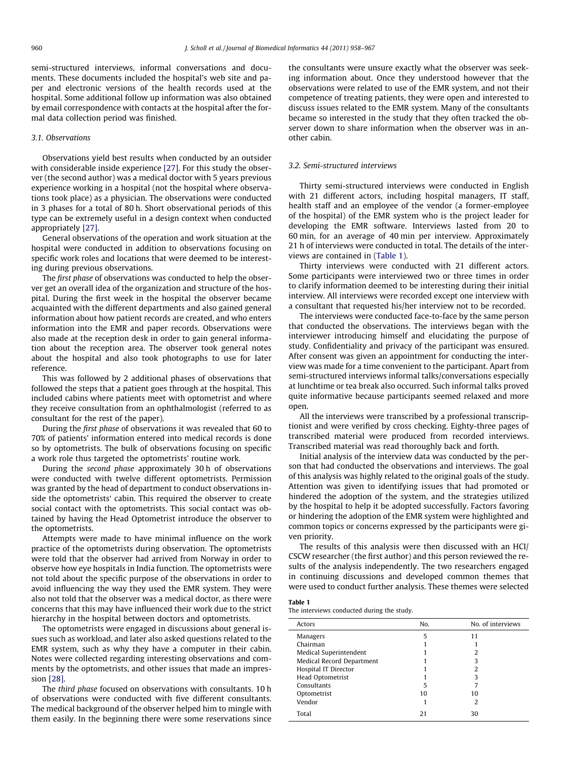semi-structured interviews, informal conversations and documents. These documents included the hospital's web site and paper and electronic versions of the health records used at the hospital. Some additional follow up information was also obtained by email correspondence with contacts at the hospital after the formal data collection period was finished.

### 3.1. Observations

Observations yield best results when conducted by an outsider with considerable inside experience [27]. For this study the observer (the second author) was a medical doctor with 5 years previous experience working in a hospital (not the hospital where observations took place) as a physician. The observations were conducted in 3 phases for a total of 80 h. Short observational periods of this type can be extremely useful in a design context when conducted appropriately [27].

General observations of the operation and work situation at the hospital were conducted in addition to observations focusing on specific work roles and locations that were deemed to be interesting during previous observations.

The *first phase* of observations was conducted to help the observer get an overall idea of the organization and structure of the hospital. During the first week in the hospital the observer became acquainted with the different departments and also gained general information about how patient records are created, and who enters information into the EMR and paper records. Observations were also made at the reception desk in order to gain general information about the reception area. The observer took general notes about the hospital and also took photographs to use for later reference.

This was followed by 2 additional phases of observations that followed the steps that a patient goes through at the hospital. This included cabins where patients meet with optometrist and where they receive consultation from an ophthalmologist (referred to as consultant for the rest of the paper).

During the *first phase* of observations it was revealed that 60 to 70% of patients' information entered into medical records is done so by optometrists. The bulk of observations focusing on specific a work role thus targeted the optometrists' routine work.

During the *second phase* approximately 30 h of observations were conducted with twelve different optometrists. Permission was granted by the head of department to conduct observations inside the optometrists' cabin. This required the observer to create social contact with the optometrists. This social contact was obtained by having the Head Optometrist introduce the observer to the optometrists.

Attempts were made to have minimal influence on the work practice of the optometrists during observation. The optometrists were told that the observer had arrived from Norway in order to observe how eye hospitals in India function. The optometrists were not told about the specific purpose of the observations in order to avoid influencing the way they used the EMR system. They were also not told that the observer was a medical doctor, as there were concerns that this may have influenced their work due to the strict hierarchy in the hospital between doctors and optometrists.

The optometrists were engaged in discussions about general issues such as workload, and later also asked questions related to the EMR system, such as why they have a computer in their cabin. Notes were collected regarding interesting observations and comments by the optometrists, and other issues that made an impression [28].

The *third phase* focused on observations with consultants. 10 h of observations were conducted with five different consultants. The medical background of the observer helped him to mingle with them easily. In the beginning there were some reservations since the consultants were unsure exactly what the observer was seeking information about. Once they understood however that the observations were related to use of the EMR system, and not their competence of treating patients, they were open and interested to discuss issues related to the EMR system. Many of the consultants became so interested in the study that they often tracked the observer down to share information when the observer was in another cabin.

### 3.2. Semi-structured interviews

Thirty semi-structured interviews were conducted in English with 21 different actors, including hospital managers, IT staff, health staff and an employee of the vendor (a former-employee of the hospital) of the EMR system who is the project leader for developing the EMR software. Interviews lasted from 20 to 60 min, for an average of 40 min per interview. Approximately 21 h of interviews were conducted in total. The details of the interviews are contained in (Table 1).

Thirty interviews were conducted with 21 different actors. Some participants were interviewed two or three times in order to clarify information deemed to be interesting during their initial interview. All interviews were recorded except one interview with a consultant that requested his/her interview not to be recorded.

The interviews were conducted face-to-face by the same person that conducted the observations. The interviews began with the interviewer introducing himself and elucidating the purpose of study. Confidentiality and privacy of the participant was ensured. After consent was given an appointment for conducting the interview was made for a time convenient to the participant. Apart from semi-structured interviews informal talks/conversations especially at lunchtime or tea break also occurred. Such informal talks proved quite informative because participants seemed relaxed and more open.

All the interviews were transcribed by a professional transcriptionist and were verified by cross checking. Eighty-three pages of transcribed material were produced from recorded interviews. Transcribed material was read thoroughly back and forth.

Initial analysis of the interview data was conducted by the person that had conducted the observations and interviews. The goal of this analysis was highly related to the original goals of the study. Attention was given to identifying issues that had promoted or hindered the adoption of the system, and the strategies utilized by the hospital to help it be adopted successfully. Factors favoring or hindering the adoption of the EMR system were highlighted and common topics or concerns expressed by the participants were given priority.

The results of this analysis were then discussed with an HCI/CSCW researcher (the first author) and this person reviewed the results of the analysis independently. The two researchers engaged in continuing discussions and developed common themes that were used to conduct further analysis. These themes were selected

**Table 1**
The interviews conducted during the study.

| Actors | No. | No. of interviews |
|---|---|---|
| Managers | 5 | 11 |
| Chairman | 1 | 1 |
| Medical Superintendent | 1 | 2 |
| Medical Record Department | 1 | 3 |
| Hospital IT Director | 1 | 2 |
| Head Optometrist | 1 | 3 |
| Consultants | 5 | 7 |
| Optometrist | 10 | 10 |
| Vendor | 1 | 2 |
| Total | 21 | 30 |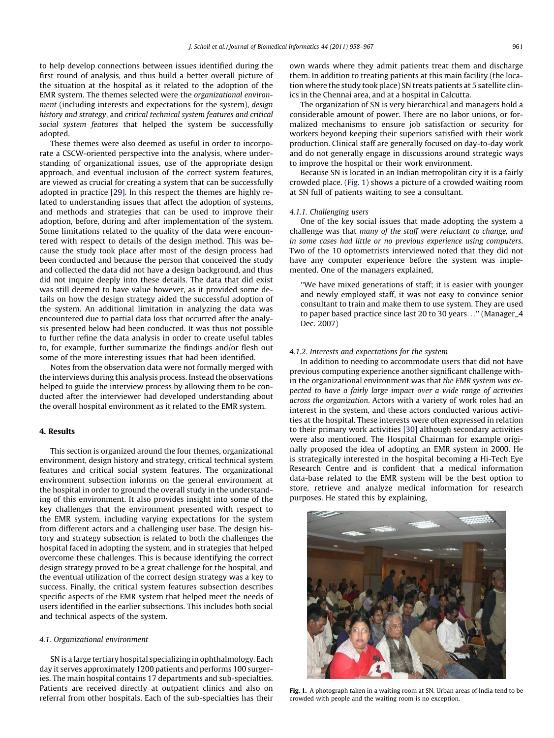to help develop connections between issues identified during the first round of analysis, and thus build a better overall picture of the situation at the hospital as it related to the adoption of the EMR system. The themes selected were the *organizational environment* (including interests and expectations for the system), *design history and strategy*, and *critical technical system features and critical social system features* that helped the system be successfully adopted.

These themes were also deemed as useful in order to incorporate a CSCW-oriented perspective into the analysis, where understanding of organizational issues, use of the appropriate design approach, and eventual inclusion of the correct system features, are viewed as crucial for creating a system that can be successfully adopted in practice [29]. In this respect the themes are highly related to understanding issues that affect the adoption of systems, and methods and strategies that can be used to improve their adoption, before, during and after implementation of the system. Some limitations related to the quality of the data were encountered with respect to details of the design method. This was because the study took place after most of the design process had been conducted and because the person that conceived the study and collected the data did not have a design background, and thus did not inquire deeply into these details. The data that did exist was still deemed to have value however, as it provided some details on how the design strategy aided the successful adoption of the system. An additional limitation in analyzing the data was encountered due to partial data loss that occurred after the analysis presented below had been conducted. It was thus not possible to further refine the data analysis in order to create useful tables to, for example, further summarize the findings and/or flesh out some of the more interesting issues that had been identified.

Notes from the observation data were not formally merged with the interviews during this analysis process. Instead the observations helped to guide the interview process by allowing them to be conducted after the interviewer had developed understanding about the overall hospital environment as it related to the EMR system.

## 4. Results

This section is organized around the four themes, organizational environment, design history and strategy, critical technical system features and critical social system features. The organizational environment subsection informs on the general environment at the hospital in order to ground the overall study in the understanding of this environment. It also provides insight into some of the key challenges that the environment presented with respect to the EMR system, including varying expectations for the system from different actors and a challenging user base. The design history and strategy subsection is related to both the challenges the hospital faced in adopting the system, and in strategies that helped overcome these challenges. This is because identifying the correct design strategy proved to be a great challenge for the hospital, and the eventual utilization of the correct design strategy was a key to success. Finally, the critical system features subsection describes specific aspects of the EMR system that helped meet the needs of users identified in the earlier subsections. This includes both social and technical aspects of the system.

### 4.1. Organizational environment

SN is a large tertiary hospital specializing in ophthalmology. Each day it serves approximately 1200 patients and performs 100 surgeries. The main hospital contains 17 departments and sub-specialties. Patients are received directly at outpatient clinics and also on referral from other hospitals. Each of the sub-specialties has their own wards where they admit patients treat them and discharge them. In addition to treating patients at this main facility (the location where the study took place) SN treats patients at 5 satellite clinics in the Chennai area, and at a hospital in Calcutta.

The organization of SN is very hierarchical and managers hold a considerable amount of power. There are no labor unions, or formalized mechanisms to ensure job satisfaction or security for workers beyond keeping their superiors satisfied with their work production. Clinical staff are generally focused on day-to-day work and do not generally engage in discussions around strategic ways to improve the hospital or their work environment.

Because SN is located in an Indian metropolitan city it is a fairly crowded place. (Fig. 1) shows a picture of a crowded waiting room at SN full of patients waiting to see a consultant.

#### 4.1.1. Challenging users

One of the key social issues that made adopting the system a challenge was that *many of the staff were reluctant to change, and in some cases had little or no previous experience using computers*. Two of the 10 optometrists interviewed noted that they did not have any computer experience before the system was implemented. One of the managers explained,

> "We have mixed generations of staff; it is easier with younger and newly employed staff, it was not easy to convince senior consultant to train and make them to use system. They are used to paper based practice since last 20 to 30 years..." (Manager_4 Dec. 2007)

#### 4.1.2. Interests and expectations for the system

In addition to needing to accommodate users that did not have previous computing experience another significant challenge within the organizational environment was that *the EMR system was expected to have a fairly large impact over a wide range of activities across the organization*. Actors with a variety of work roles had an interest in the system, and these actors conducted various activities at the hospital. These interests were often expressed in relation to their primary work activities [30] although secondary activities were also mentioned. The Hospital Chairman for example originally proposed the idea of adopting an EMR system in 2000. He is strategically interested in the hospital becoming a Hi-Tech Eye Research Centre and is confident that a medical information data-base related to the EMR system will be the best option to store, retrieve and analyze medical information for research purposes. He stated this by explaining,

**Fig. 1.** A photograph taken in a waiting room at SN. Urban areas of India tend to be crowded with people and the waiting room is no exception.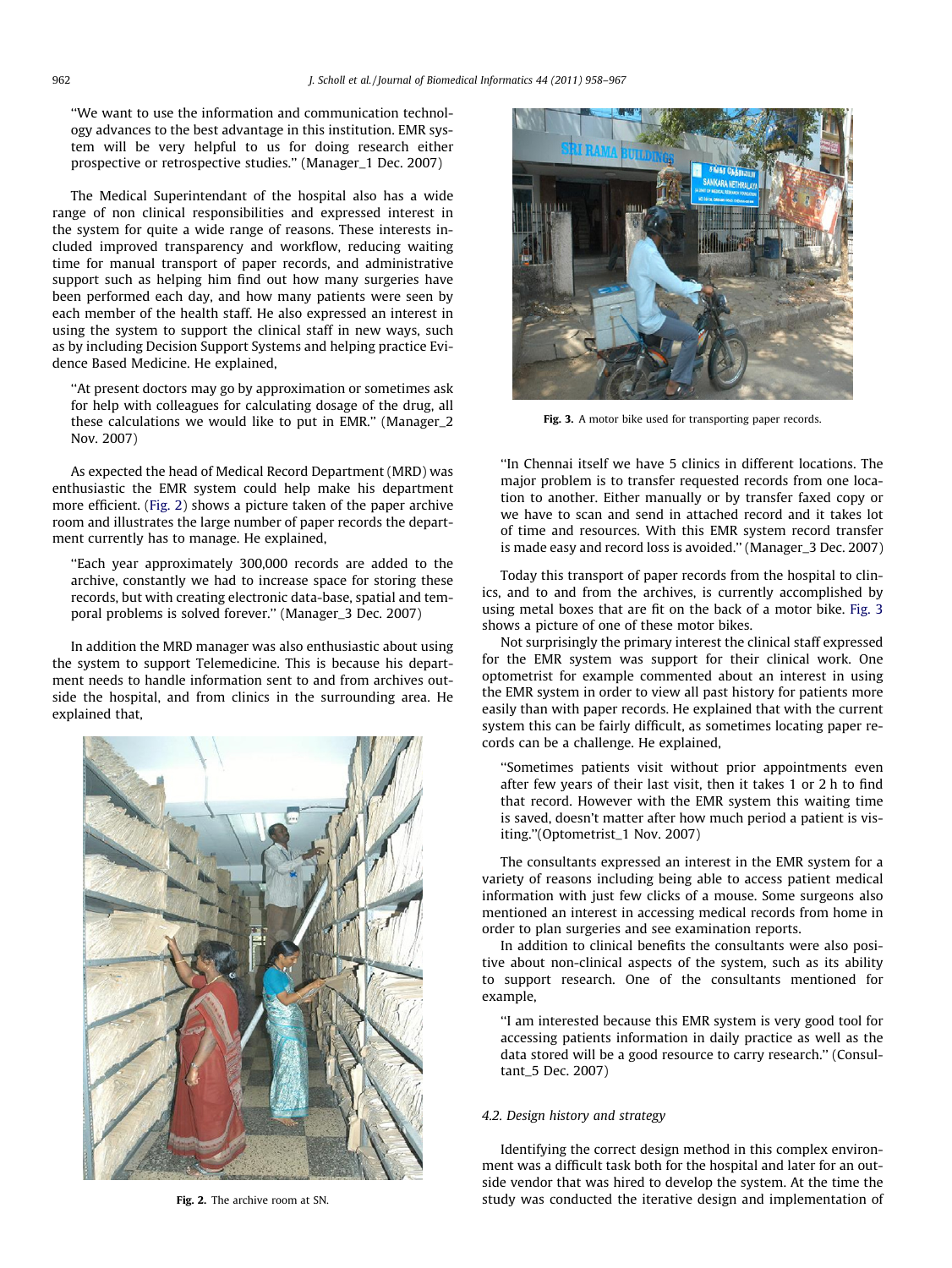"We want to use the information and communication technology advances to the best advantage in this institution. EMR system will be very helpful to us for doing research either prospective or retrospective studies." (Manager_1 Dec. 2007)

The Medical Superintendant of the hospital also has a wide range of non clinical responsibilities and expressed interest in the system for quite a wide range of reasons. These interests included improved transparency and workflow, reducing waiting time for manual transport of paper records, and administrative support such as helping him find out how many surgeries have been performed each day, and how many patients were seen by each member of the health staff. He also expressed an interest in using the system to support the clinical staff in new ways, such as by including Decision Support Systems and helping practice Evidence Based Medicine. He explained,

"At present doctors may go by approximation or sometimes ask for help with colleagues for calculating dosage of the drug, all these calculations we would like to put in EMR." (Manager_2 Nov. 2007)

As expected the head of Medical Record Department (MRD) was enthusiastic the EMR system could help make his department more efficient. (Fig. 2) shows a picture taken of the paper archive room and illustrates the large number of paper records the department currently has to manage. He explained,

"Each year approximately 300,000 records are added to the archive, constantly we had to increase space for storing these records, but with creating electronic data-base, spatial and temporal problems is solved forever." (Manager_3 Dec. 2007)

In addition the MRD manager was also enthusiastic about using the system to support Telemedicine. This is because his department needs to handle information sent to and from archives outside the hospital, and from clinics in the surrounding area. He explained that,

**Fig. 2.** The archive room at SN.

**Fig. 3.** A motor bike used for transporting paper records.

"In Chennai itself we have 5 clinics in different locations. The major problem is to transfer requested records from one location to another. Either manually or by transfer faxed copy or we have to scan and send in attached record and it takes lot of time and resources. With this EMR system record transfer is made easy and record loss is avoided." (Manager_3 Dec. 2007)

Today this transport of paper records from the hospital to clinics, and to and from the archives, is currently accomplished by using metal boxes that are fit on the back of a motor bike. Fig. 3 shows a picture of one of these motor bikes.

Not surprisingly the primary interest the clinical staff expressed for the EMR system was support for their clinical work. One optometrist for example commented about an interest in using the EMR system in order to view all past history for patients more easily than with paper records. He explained that with the current system this can be fairly difficult, as sometimes locating paper records can be a challenge. He explained,

"Sometimes patients visit without prior appointments even after few years of their last visit, then it takes 1 or 2 h to find that record. However with the EMR system this waiting time is saved, doesn't matter after how much period a patient is visiting."(Optometrist_1 Nov. 2007)

The consultants expressed an interest in the EMR system for a variety of reasons including being able to access patient medical information with just few clicks of a mouse. Some surgeons also mentioned an interest in accessing medical records from home in order to plan surgeries and see examination reports.

In addition to clinical benefits the consultants were also positive about non-clinical aspects of the system, such as its ability to support research. One of the consultants mentioned for example,

"I am interested because this EMR system is very good tool for accessing patients information in daily practice as well as the data stored will be a good resource to carry research." (Consultant_5 Dec. 2007)

### 4.2. Design history and strategy

Identifying the correct design method in this complex environment was a difficult task both for the hospital and later for an outside vendor that was hired to develop the system. At the time the study was conducted the iterative design and implementation of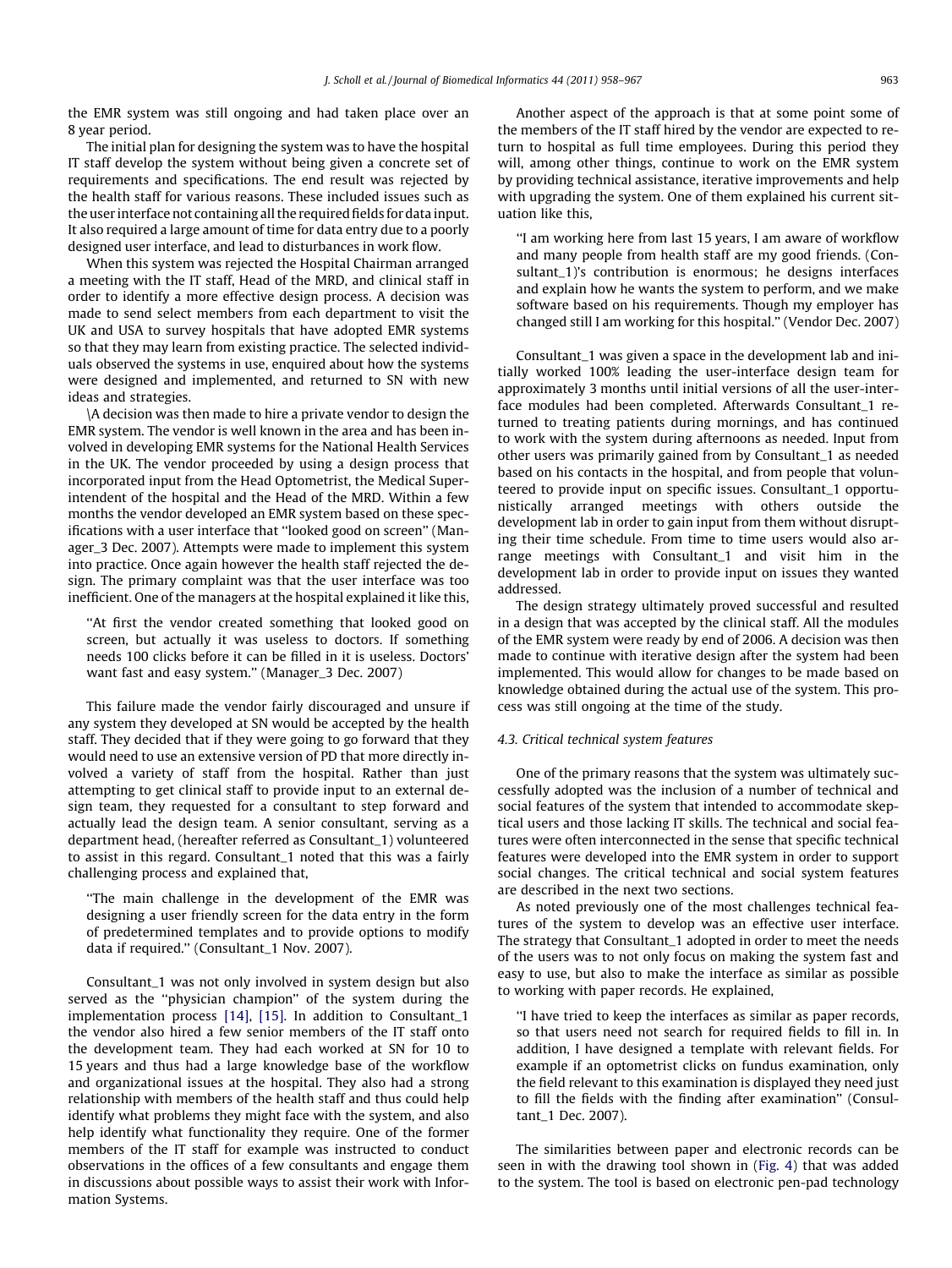the EMR system was still ongoing and had taken place over an 8 year period.

The initial plan for designing the system was to have the hospital IT staff develop the system without being given a concrete set of requirements and specifications. The end result was rejected by the health staff for various reasons. These included issues such as the user interface not containing all the required fields for data input. It also required a large amount of time for data entry due to a poorly designed user interface, and lead to disturbances in work flow.

When this system was rejected the Hospital Chairman arranged a meeting with the IT staff, Head of the MRD, and clinical staff in order to identify a more effective design process. A decision was made to send select members from each department to visit the UK and USA to survey hospitals that have adopted EMR systems so that they may learn from existing practice. The selected individuals observed the systems in use, enquired about how the systems were designed and implemented, and returned to SN with new ideas and strategies.

\A decision was then made to hire a private vendor to design the EMR system. The vendor is well known in the area and has been involved in developing EMR systems for the National Health Services in the UK. The vendor proceeded by using a design process that incorporated input from the Head Optometrist, the Medical Superintendent of the hospital and the Head of the MRD. Within a few months the vendor developed an EMR system based on these specifications with a user interface that ''looked good on screen'' (Manager_3 Dec. 2007). Attempts were made to implement this system into practice. Once again however the health staff rejected the design. The primary complaint was that the user interface was too inefficient. One of the managers at the hospital explained it like this,

> ''At first the vendor created something that looked good on screen, but actually it was useless to doctors. If something needs 100 clicks before it can be filled in it is useless. Doctors' want fast and easy system.'' (Manager_3 Dec. 2007)

This failure made the vendor fairly discouraged and unsure if any system they developed at SN would be accepted by the health staff. They decided that if they were going to go forward that they would need to use an extensive version of PD that more directly involved a variety of staff from the hospital. Rather than just attempting to get clinical staff to provide input to an external design team, they requested for a consultant to step forward and actually lead the design team. A senior consultant, serving as a department head, (hereafter referred as Consultant_1) volunteered to assist in this regard. Consultant_1 noted that this was a fairly challenging process and explained that,

> ''The main challenge in the development of the EMR was designing a user friendly screen for the data entry in the form of predetermined templates and to provide options to modify data if required.'' (Consultant_1 Nov. 2007).

Consultant_1 was not only involved in system design but also served as the ''physician champion'' of the system during the implementation process [14], [15]. In addition to Consultant_1 the vendor also hired a few senior members of the IT staff onto the development team. They had each worked at SN for 10 to 15 years and thus had a large knowledge base of the workflow and organizational issues at the hospital. They also had a strong relationship with members of the health staff and thus could help identify what problems they might face with the system, and also help identify what functionality they require. One of the former members of the IT staff for example was instructed to conduct observations in the offices of a few consultants and engage them in discussions about possible ways to assist their work with Information Systems.

Another aspect of the approach is that at some point some of the members of the IT staff hired by the vendor are expected to return to hospital as full time employees. During this period they will, among other things, continue to work on the EMR system by providing technical assistance, iterative improvements and help with upgrading the system. One of them explained his current situation like this,

> ''I am working here from last 15 years, I am aware of workflow and many people from health staff are my good friends. (Consultant_1)'s contribution is enormous; he designs interfaces and explain how he wants the system to perform, and we make software based on his requirements. Though my employer has changed still I am working for this hospital.'' (Vendor Dec. 2007)

Consultant_1 was given a space in the development lab and initially worked 100% leading the user-interface design team for approximately 3 months until initial versions of all the user-interface modules had been completed. Afterwards Consultant_1 returned to treating patients during mornings, and has continued to work with the system during afternoons as needed. Input from other users was primarily gained from by Consultant_1 as needed based on his contacts in the hospital, and from people that volunteered to provide input on specific issues. Consultant_1 opportunistically arranged meetings with others outside the development lab in order to gain input from them without disrupting their time schedule. From time to time users would also arrange meetings with Consultant_1 and visit him in the development lab in order to provide input on issues they wanted addressed.

The design strategy ultimately proved successful and resulted in a design that was accepted by the clinical staff. All the modules of the EMR system were ready by end of 2006. A decision was then made to continue with iterative design after the system had been implemented. This would allow for changes to be made based on knowledge obtained during the actual use of the system. This process was still ongoing at the time of the study.

### 4.3. Critical technical system features

One of the primary reasons that the system was ultimately successfully adopted was the inclusion of a number of technical and social features of the system that intended to accommodate skeptical users and those lacking IT skills. The technical and social features were often interconnected in the sense that specific technical features were developed into the EMR system in order to support social changes. The critical technical and social system features are described in the next two sections.

As noted previously one of the most challenges technical features of the system to develop was an effective user interface. The strategy that Consultant_1 adopted in order to meet the needs of the users was to not only focus on making the system fast and easy to use, but also to make the interface as similar as possible to working with paper records. He explained,

> ''I have tried to keep the interfaces as similar as paper records, so that users need not search for required fields to fill in. In addition, I have designed a template with relevant fields. For example if an optometrist clicks on fundus examination, only the field relevant to this examination is displayed they need just to fill the fields with the finding after examination'' (Consultant_1 Dec. 2007).

The similarities between paper and electronic records can be seen in with the drawing tool shown in (Fig. 4) that was added to the system. The tool is based on electronic pen-pad technology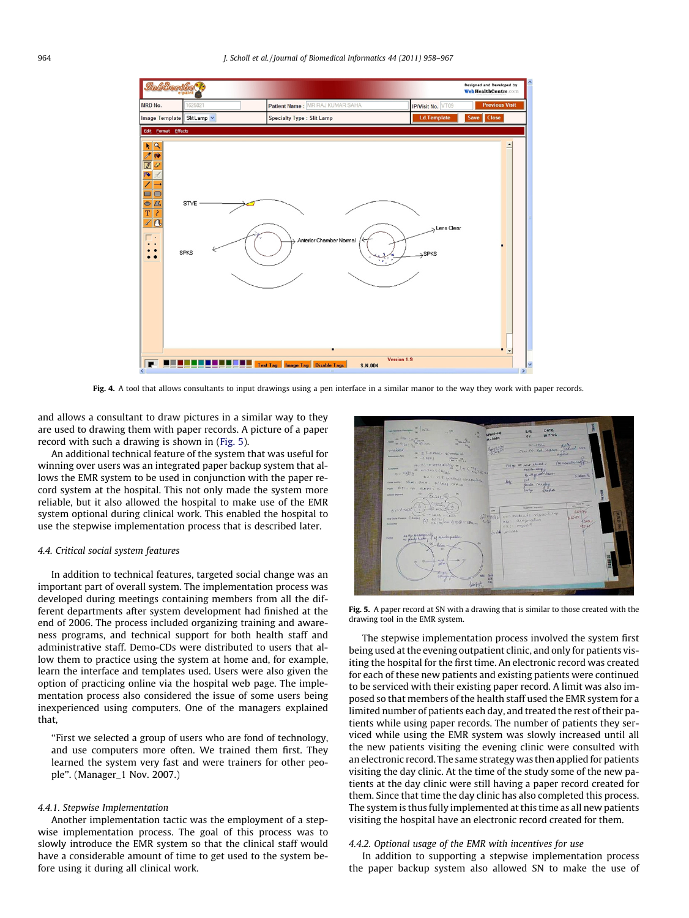Fig. 4. A tool that allows consultants to input drawings using a pen interface in a similar manor to the way they work with paper records.

and allows a consultant to draw pictures in a similar way to they are used to drawing them with paper records. A picture of a paper record with such a drawing is shown in (Fig. 5).

An additional technical feature of the system that was useful for winning over users was an integrated paper backup system that allows the EMR system to be used in conjunction with the paper record system at the hospital. This not only made the system more reliable, but it also allowed the hospital to make use of the EMR system optional during clinical work. This enabled the hospital to use the stepwise implementation process that is described later.

### 4.4. Critical social system features

In addition to technical features, targeted social change was an important part of overall system. The implementation process was developed during meetings containing members from all the different departments after system development had finished at the end of 2006. The process included organizing training and awareness programs, and technical support for both health staff and administrative staff. Demo-CDs were distributed to users that allow them to practice using the system at home and, for example, learn the interface and templates used. Users were also given the option of practicing online via the hospital web page. The implementation process also considered the issue of some users being inexperienced using computers. One of the managers explained that,

> "First we selected a group of users who are fond of technology, and use computers more often. We trained them first. They learned the system very fast and were trainers for other people". (Manager_1 Nov. 2007.)

#### 4.4.1. Stepwise Implementation

Another implementation tactic was the employment of a stepwise implementation process. The goal of this process was to slowly introduce the EMR system so that the clinical staff would have a considerable amount of time to get used to the system before using it during all clinical work.

Fig. 5. A paper record at SN with a drawing that is similar to those created with the drawing tool in the EMR system.

The stepwise implementation process involved the system first being used at the evening outpatient clinic, and only for patients visiting the hospital for the first time. An electronic record was created for each of these new patients and existing patients were continued to be serviced with their existing paper record. A limit was also imposed so that members of the health staff used the EMR system for a limited number of patients each day, and treated the rest of their patients while using paper records. The number of patients they serviced while using the EMR system was slowly increased until all the new patients visiting the evening clinic were consulted with an electronic record. The same strategy was then applied for patients visiting the day clinic. At the time of the study some of the new patients at the day clinic were still having a paper record created for them. Since that time the day clinic has also completed this process. The system is thus fully implemented at this time as all new patients visiting the hospital have an electronic record created for them.

#### 4.4.2. Optional usage of the EMR with incentives for use

In addition to supporting a stepwise implementation process the paper backup system also allowed SN to make the use of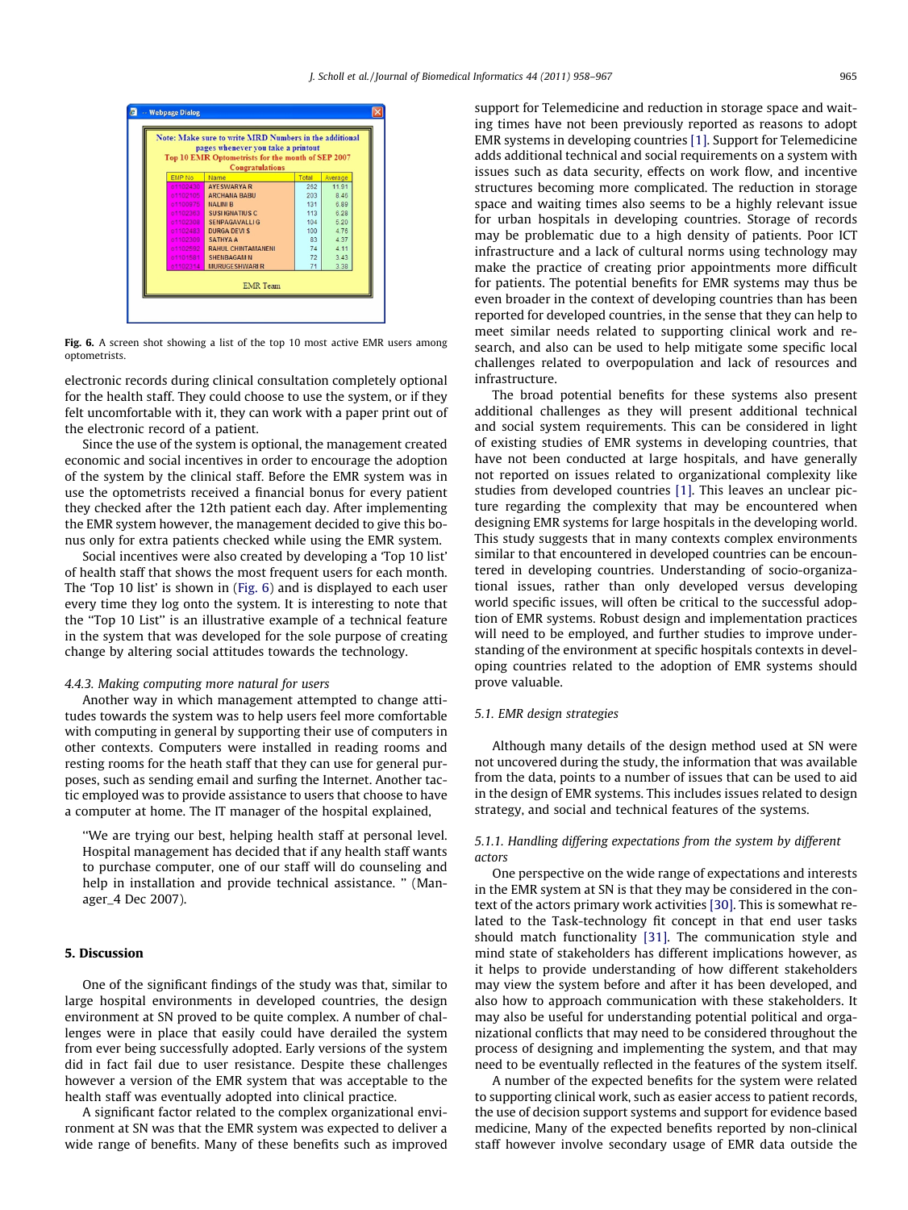**Fig. 6.** A screen shot showing a list of the top 10 most active EMR users among optometrists.

electronic records during clinical consultation completely optional for the health staff. They could choose to use the system, or if they felt uncomfortable with it, they can work with a paper print out of the electronic record of a patient.

Since the use of the system is optional, the management created economic and social incentives in order to encourage the adoption of the system by the clinical staff. Before the EMR system was in use the optometrists received a financial bonus for every patient they checked after the 12th patient each day. After implementing the EMR system however, the management decided to give this bonus only for extra patients checked while using the EMR system.

Social incentives were also created by developing a 'Top 10 list' of health staff that shows the most frequent users for each month. The 'Top 10 list' is shown in (Fig. 6) and is displayed to each user every time they log onto the system. It is interesting to note that the "Top 10 List" is an illustrative example of a technical feature in the system that was developed for the sole purpose of creating change by altering social attitudes towards the technology.

#### 4.4.3. Making computing more natural for users

Another way in which management attempted to change attitudes towards the system was to help users feel more comfortable with computing in general by supporting their use of computers in other contexts. Computers were installed in reading rooms and resting rooms for the heath staff that they can use for general purposes, such as sending email and surfing the Internet. Another tactic employed was to provide assistance to users that choose to have a computer at home. The IT manager of the hospital explained,

> "We are trying our best, helping health staff at personal level. Hospital management has decided that if any health staff wants to purchase computer, one of our staff will do counseling and help in installation and provide technical assistance. " (Manager_4 Dec 2007).

## 5. Discussion

One of the significant findings of the study was that, similar to large hospital environments in developed countries, the design environment at SN proved to be quite complex. A number of challenges were in place that easily could have derailed the system from ever being successfully adopted. Early versions of the system did in fact fail due to user resistance. Despite these challenges however a version of the EMR system that was acceptable to the health staff was eventually adopted into clinical practice.

A significant factor related to the complex organizational environment at SN was that the EMR system was expected to deliver a wide range of benefits. Many of these benefits such as improved support for Telemedicine and reduction in storage space and waiting times have not been previously reported as reasons to adopt EMR systems in developing countries [1]. Support for Telemedicine adds additional technical and social requirements on a system with issues such as data security, effects on work flow, and incentive structures becoming more complicated. The reduction in storage space and waiting times also seems to be a highly relevant issue for urban hospitals in developing countries. Storage of records may be problematic due to a high density of patients. Poor ICT infrastructure and a lack of cultural norms using technology may make the practice of creating prior appointments more difficult for patients. The potential benefits for EMR systems may thus be even broader in the context of developing countries than has been reported for developed countries, in the sense that they can help to meet similar needs related to supporting clinical work and research, and also can be used to help mitigate some specific local challenges related to overpopulation and lack of resources and infrastructure.

The broad potential benefits for these systems also present additional challenges as they will present additional technical and social system requirements. This can be considered in light of existing studies of EMR systems in developing countries, that have not been conducted at large hospitals, and have generally not reported on issues related to organizational complexity like studies from developed countries [1]. This leaves an unclear picture regarding the complexity that may be encountered when designing EMR systems for large hospitals in the developing world. This study suggests that in many contexts complex environments similar to that encountered in developed countries can be encountered in developing countries. Understanding of socio-organizational issues, rather than only developed versus developing world specific issues, will often be critical to the successful adoption of EMR systems. Robust design and implementation practices will need to be employed, and further studies to improve understanding of the environment at specific hospitals contexts in developing countries related to the adoption of EMR systems should prove valuable.

### 5.1. EMR design strategies

Although many details of the design method used at SN were not uncovered during the study, the information that was available from the data, points to a number of issues that can be used to aid in the design of EMR systems. This includes issues related to design strategy, and social and technical features of the systems.

#### 5.1.1. Handling differing expectations from the system by different actors

One perspective on the wide range of expectations and interests in the EMR system at SN is that they may be considered in the context of the actors primary work activities [30]. This is somewhat related to the Task-technology fit concept in that end user tasks should match functionality [31]. The communication style and mind state of stakeholders has different implications however, as it helps to provide understanding of how different stakeholders may view the system before and after it has been developed, and also how to approach communication with these stakeholders. It may also be useful for understanding potential political and organizational conflicts that may need to be considered throughout the process of designing and implementing the system, and that may need to be eventually reflected in the features of the system itself.

A number of the expected benefits for the system were related to supporting clinical work, such as easier access to patient records, the use of decision support systems and support for evidence based medicine, Many of the expected benefits reported by non-clinical staff however involve secondary usage of EMR data outside the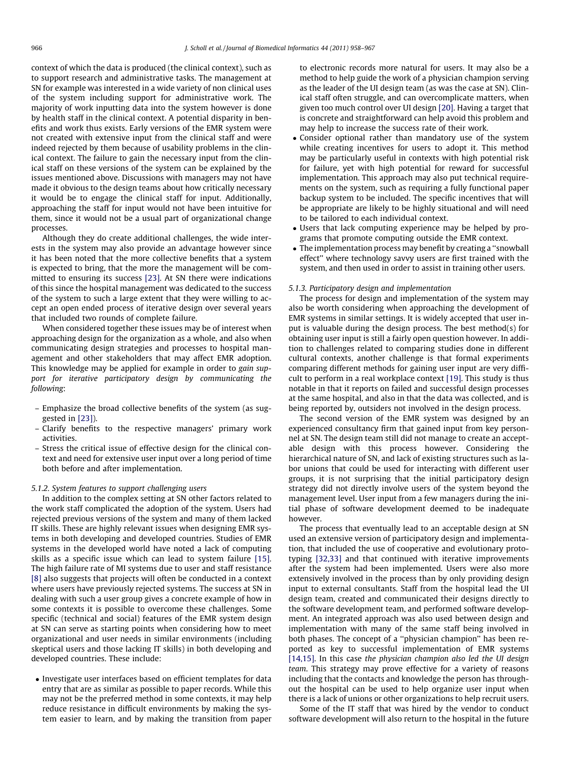context of which the data is produced (the clinical context), such as to support research and administrative tasks. The management at SN for example was interested in a wide variety of non clinical uses of the system including support for administrative work. The majority of work inputting data into the system however is done by health staff in the clinical context. A potential disparity in benefits and work thus exists. Early versions of the EMR system were not created with extensive input from the clinical staff and were indeed rejected by them because of usability problems in the clinical context. The failure to gain the necessary input from the clinical staff on these versions of the system can be explained by the issues mentioned above. Discussions with managers may not have made it obvious to the design teams about how critically necessary it would be to engage the clinical staff for input. Additionally, approaching the staff for input would not have been intuitive for them, since it would not be a usual part of organizational change processes.

Although they do create additional challenges, the wide interests in the system may also provide an advantage however since it has been noted that the more collective benefits that a system is expected to bring, that the more the management will be committed to ensuring its success [23]. At SN there were indications of this since the hospital management was dedicated to the success of the system to such a large extent that they were willing to accept an open ended process of iterative design over several years that included two rounds of complete failure.

When considered together these issues may be of interest when approaching design for the organization as a whole, and also when communicating design strategies and processes to hospital management and other stakeholders that may affect EMR adoption. This knowledge may be applied for example in order to *gain support for iterative participatory design by communicating the following*:

- Emphasize the broad collective benefits of the system (as suggested in [23]).
- Clarify benefits to the respective managers' primary work activities.
- Stress the critical issue of effective design for the clinical context and need for extensive user input over a long period of time both before and after implementation.

#### 5.1.2. System features to support challenging users

In addition to the complex setting at SN other factors related to the work staff complicated the adoption of the system. Users had rejected previous versions of the system and many of them lacked IT skills. These are highly relevant issues when designing EMR systems in both developing and developed countries. Studies of EMR systems in the developed world have noted a lack of computing skills as a specific issue which can lead to system failure [15]. The high failure rate of MI systems due to user and staff resistance [8] also suggests that projects will often be conducted in a context where users have previously rejected systems. The success at SN in dealing with such a user group gives a concrete example of how in some contexts it is possible to overcome these challenges. Some specific (technical and social) features of the EMR system design at SN can serve as starting points when considering how to meet organizational and user needs in similar environments (including skeptical users and those lacking IT skills) in both developing and developed countries. These include:

- Investigate user interfaces based on efficient templates for data entry that are as similar as possible to paper records. While this may not be the preferred method in some contexts, it may help reduce resistance in difficult environments by making the system easier to learn, and by making the transition from paper to electronic records more natural for users. It may also be a method to help guide the work of a physician champion serving as the leader of the UI design team (as was the case at SN). Clinical staff often struggle, and can overcomplicate matters, when given too much control over UI design [20]. Having a target that is concrete and straightforward can help avoid this problem and may help to increase the success rate of their work.
- Consider optional rather than mandatory use of the system while creating incentives for users to adopt it. This method may be particularly useful in contexts with high potential risk for failure, yet with high potential for reward for successful implementation. This approach may also put technical requirements on the system, such as requiring a fully functional paper backup system to be included. The specific incentives that will be appropriate are likely to be highly situational and will need to be tailored to each individual context.
- Users that lack computing experience may be helped by programs that promote computing outside the EMR context.
- The implementation process may benefit by creating a "snowball effect" where technology savvy users are first trained with the system, and then used in order to assist in training other users.

#### 5.1.3. Participatory design and implementation

The process for design and implementation of the system may also be worth considering when approaching the development of EMR systems in similar settings. It is widely accepted that user input is valuable during the design process. The best method(s) for obtaining user input is still a fairly open question however. In addition to challenges related to comparing studies done in different cultural contexts, another challenge is that formal experiments comparing different methods for gaining user input are very difficult to perform in a real workplace context [19]. This study is thus notable in that it reports on failed and successful design processes at the same hospital, and also in that the data was collected, and is being reported by, outsiders not involved in the design process.

The second version of the EMR system was designed by an experienced consultancy firm that gained input from key personnel at SN. The design team still did not manage to create an acceptable design with this process however. Considering the hierarchical nature of SN, and lack of existing structures such as labor unions that could be used for interacting with different user groups, it is not surprising that the initial participatory design strategy did not directly involve users of the system beyond the management level. User input from a few managers during the initial phase of software development deemed to be inadequate however.

The process that eventually lead to an acceptable design at SN used an extensive version of participatory design and implementation, that included the use of cooperative and evolutionary prototyping [32,33] and that continued with iterative improvements after the system had been implemented. Users were also more extensively involved in the process than by only providing design input to external consultants. Staff from the hospital lead the UI design team, created and communicated their designs directly to the software development team, and performed software development. An integrated approach was also used between design and implementation with many of the same staff being involved in both phases. The concept of a "physician champion" has been reported as key to successful implementation of EMR systems [14,15]. In this case *the physician champion also led the UI design team*. This strategy may prove effective for a variety of reasons including that the contacts and knowledge the person has throughout the hospital can be used to help organize user input when there is a lack of unions or other organizations to help recruit users.

Some of the IT staff that was hired by the vendor to conduct software development will also return to the hospital in the future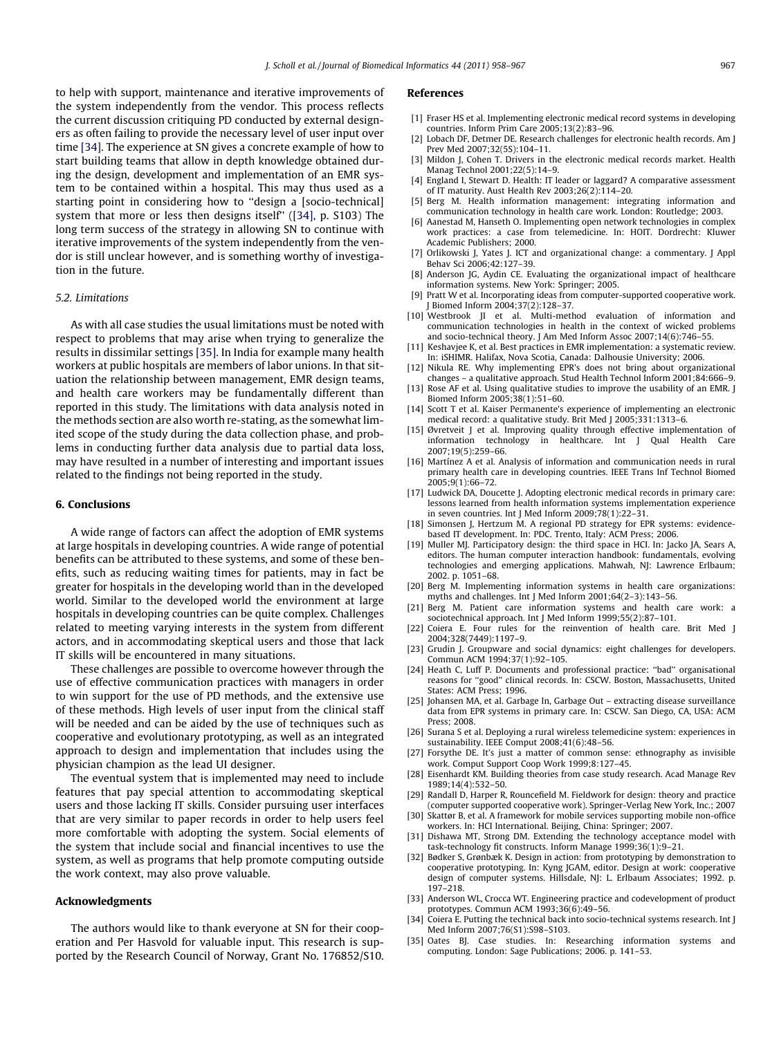to help with support, maintenance and iterative improvements of the system independently from the vendor. This process reflects the current discussion critiquing PD conducted by external designers as often failing to provide the necessary level of user input over time [34]. The experience at SN gives a concrete example of how to start building teams that allow in depth knowledge obtained during the design, development and implementation of an EMR system to be contained within a hospital. This may thus used as a starting point in considering how to ''design a [socio-technical] system that more or less then designs itself'' ([34], p. S103) The long term success of the strategy in allowing SN to continue with iterative improvements of the system independently from the vendor is still unclear however, and is something worthy of investigation in the future.

### 5.2. Limitations

As with all case studies the usual limitations must be noted with respect to problems that may arise when trying to generalize the results in dissimilar settings [35]. In India for example many health workers at public hospitals are members of labor unions. In that situation the relationship between management, EMR design teams, and health care workers may be fundamentally different than reported in this study. The limitations with data analysis noted in the methods section are also worth re-stating, as the somewhat limited scope of the study during the data collection phase, and problems in conducting further data analysis due to partial data loss, may have resulted in a number of interesting and important issues related to the findings not being reported in the study.

## 6. Conclusions

A wide range of factors can affect the adoption of EMR systems at large hospitals in developing countries. A wide range of potential benefits can be attributed to these systems, and some of these benefits, such as reducing waiting times for patients, may in fact be greater for hospitals in the developing world than in the developed world. Similar to the developed world the environment at large hospitals in developing countries can be quite complex. Challenges related to meeting varying interests in the system from different actors, and in accommodating skeptical users and those that lack IT skills will be encountered in many situations.

These challenges are possible to overcome however through the use of effective communication practices with managers in order to win support for the use of PD methods, and the extensive use of these methods. High levels of user input from the clinical staff will be needed and can be aided by the use of techniques such as cooperative and evolutionary prototyping, as well as an integrated approach to design and implementation that includes using the physician champion as the lead UI designer.

The eventual system that is implemented may need to include features that pay special attention to accommodating skeptical users and those lacking IT skills. Consider pursuing user interfaces that are very similar to paper records in order to help users feel more comfortable with adopting the system. Social elements of the system that include social and financial incentives to use the system, as well as programs that help promote computing outside the work context, may also prove valuable.

## Acknowledgments

The authors would like to thank everyone at SN for their cooperation and Per Hasvold for valuable input. This research is supported by the Research Council of Norway, Grant No. 176852/S10.

## References

[1] Fraser HS et al. Implementing electronic medical record systems in developing countries. Inform Prim Care 2005;13(2):83–96.

[2] Lobach DF, Detmer DE. Research challenges for electronic health records. Am J Prev Med 2007;32(5S):104–11.

[3] Mildon J, Cohen T. Drivers in the electronic medical records market. Health Manag Technol 2001;22(5):14–9.

[4] England I, Stewart D. Health: IT leader or laggard? A comparative assessment of IT maturity. Aust Health Rev 2003;26(2):114–20.

[5] Berg M. Health information management: integrating information and communication technology in health care work. London: Routledge; 2003.

[6] Aanestad M, Hanseth O. Implementing open network technologies in complex work practices: a case from telemedicine. In: HOIT. Dordrecht: Kluwer Academic Publishers; 2000.

[7] Orlikowski J, Yates J. ICT and organizational change: a commentary. J Appl Behav Sci 2006;42:127–39.

[8] Anderson JG, Aydin CE. Evaluating the organizational impact of healthcare information systems. New York: Springer; 2005.

[9] Pratt W et al. Incorporating ideas from computer-supported cooperative work. J Biomed Inform 2004;37(2):128–37.

[10] Westbrook JI et al. Multi-method evaluation of information and communication technologies in health in the context of wicked problems and socio-technical theory. J Am Med Inform Assoc 2007;14(6):746–55.

[11] Keshavjee K, et al. Best practices in EMR implementation: a systematic review. In: iSHIMR. Halifax, Nova Scotia, Canada: Dalhousie University; 2006.

[12] Nikula RE. Why implementing EPR's does not bring about organizational changes – a qualitative approach. Stud Health Technol Inform 2001;84:666–9.

[13] Rose AF et al. Using qualitative studies to improve the usability of an EMR. J Biomed Inform 2005;38(1):51–60.

[14] Scott T et al. Kaiser Permanente's experience of implementing an electronic medical record: a qualitative study. Brit Med J 2005;331:1313–6.

[15] Øvretveit J et al. Improving quality through effective implementation of information technology in healthcare. Int J Qual Health Care 2007;19(5):259–66.

[16] Martínez A et al. Analysis of information and communication needs in rural primary health care in developing countries. IEEE Trans Inf Technol Biomed 2005;9(1):66–72.

[17] Ludwick DA, Doucette J. Adopting electronic medical records in primary care: lessons learned from health information systems implementation experience in seven countries. Int J Med Inform 2009;78(1):22–31.

[18] Simonsen J, Hertzum M. A regional PD strategy for EPR systems: evidence-based IT development. In: PDC. Trento, Italy: ACM Press; 2006.

[19] Muller MJ. Participatory design: the third space in HCI. In: Jacko JA, Sears A, editors. The human computer interaction handbook: fundamentals, evolving technologies and emerging applications. Mahwah, NJ: Lawrence Erlbaum; 2002. p. 1051–68.

[20] Berg M. Implementing information systems in health care organizations: myths and challenges. Int J Med Inform 2001;64(2–3):143–56.

[21] Berg M. Patient care information systems and health care work: a sociotechnical approach. Int J Med Inform 1999;55(2):87–101.

[22] Coiera E. Four rules for the reinvention of health care. Brit Med J 2004;328(7449):1197–9.

[23] Grudin J. Groupware and social dynamics: eight challenges for developers. Commun ACM 1994;37(1):92–105.

[24] Heath C, Luff P. Documents and professional practice: ''bad'' organisational reasons for ''good'' clinical records. In: CSCW. Boston, Massachusetts, United States: ACM Press; 1996.

[25] Johansen MA, et al. Garbage In, Garbage Out – extracting disease surveillance data from EPR systems in primary care. In: CSCW. San Diego, CA, USA: ACM Press; 2008.

[26] Surana S et al. Deploying a rural wireless telemedicine system: experiences in sustainability. IEEE Comput 2008;41(6):48–56.

[27] Forsythe DE. It's just a matter of common sense: ethnography as invisible work. Comput Support Coop Work 1999;8:127–45.

[28] Eisenhardt KM. Building theories from case study research. Acad Manage Rev 1989;14(4):532–50.

[29] Randall D, Harper R, Rouncefield M. Fieldwork for design: theory and practice (computer supported cooperative work). Springer-Verlag New York, Inc.; 2007

[30] Skattør B, et al. A framework for mobile services supporting mobile non-office workers. In: HCI International. Beijing, China: Springer; 2007.

[31] Dishawa MT, Strong DM. Extending the technology acceptance model with task-technology fit constructs. Inform Manage 1999;36(1):9–21.

[32] Bødker S, Grønbæk K. Design in action: from prototyping by demonstration to cooperative prototyping. In: Kyng JGAM, editor. Design at work: cooperative design of computer systems. Hillsdale, NJ: L. Erlbaum Associates; 1992. p. 197–218.

[33] Anderson WL, Crocca WT. Engineering practice and codevelopment of product prototypes. Commun ACM 1993;36(6):49–56.

[34] Coiera E. Putting the technical back into socio-technical systems research. Int J Med Inform 2007;76(S1):S98–S103.

[35] Oates BJ. Case studies. In: Researching information systems and computing. London: Sage Publications; 2006. p. 141–53.